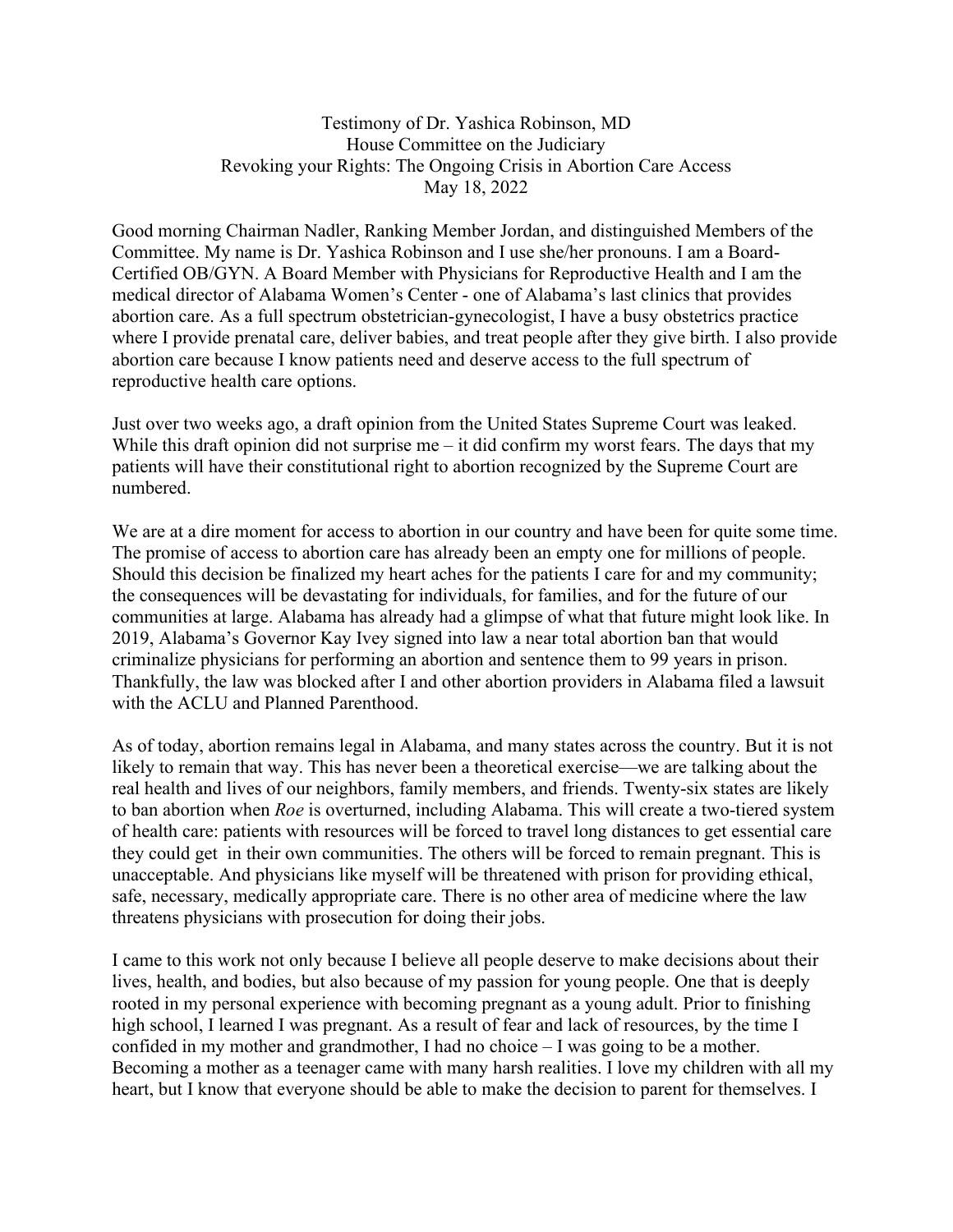Testimony of Dr. Yashica Robinson, MD
House Committee on the Judiciary
Revoking your Rights: The Ongoing Crisis in Abortion Care Access
May 18, 2022

Good morning Chairman Nadler, Ranking Member Jordan, and distinguished Members of the Committee. My name is Dr. Yashica Robinson and I use she/her pronouns. I am a Board-Certified OB/GYN. A Board Member with Physicians for Reproductive Health and I am the medical director of Alabama Women's Center - one of Alabama's last clinics that provides abortion care. As a full spectrum obstetrician-gynecologist, I have a busy obstetrics practice where I provide prenatal care, deliver babies, and treat people after they give birth. I also provide abortion care because I know patients need and deserve access to the full spectrum of reproductive health care options.

Just over two weeks ago, a draft opinion from the United States Supreme Court was leaked. While this draft opinion did not surprise me – it did confirm my worst fears. The days that my patients will have their constitutional right to abortion recognized by the Supreme Court are numbered.

We are at a dire moment for access to abortion in our country and have been for quite some time. The promise of access to abortion care has already been an empty one for millions of people. Should this decision be finalized my heart aches for the patients I care for and my community; the consequences will be devastating for individuals, for families, and for the future of our communities at large. Alabama has already had a glimpse of what that future might look like. In 2019, Alabama's Governor Kay Ivey signed into law a near total abortion ban that would criminalize physicians for performing an abortion and sentence them to 99 years in prison. Thankfully, the law was blocked after I and other abortion providers in Alabama filed a lawsuit with the ACLU and Planned Parenthood.

As of today, abortion remains legal in Alabama, and many states across the country. But it is not likely to remain that way. This has never been a theoretical exercise—we are talking about the real health and lives of our neighbors, family members, and friends. Twenty-six states are likely to ban abortion when *Roe* is overturned, including Alabama. This will create a two-tiered system of health care: patients with resources will be forced to travel long distances to get essential care they could get in their own communities. The others will be forced to remain pregnant. This is unacceptable. And physicians like myself will be threatened with prison for providing ethical, safe, necessary, medically appropriate care. There is no other area of medicine where the law threatens physicians with prosecution for doing their jobs.

I came to this work not only because I believe all people deserve to make decisions about their lives, health, and bodies, but also because of my passion for young people. One that is deeply rooted in my personal experience with becoming pregnant as a young adult. Prior to finishing high school, I learned I was pregnant. As a result of fear and lack of resources, by the time I confided in my mother and grandmother, I had no choice – I was going to be a mother. Becoming a mother as a teenager came with many harsh realities. I love my children with all my heart, but I know that everyone should be able to make the decision to parent for themselves. I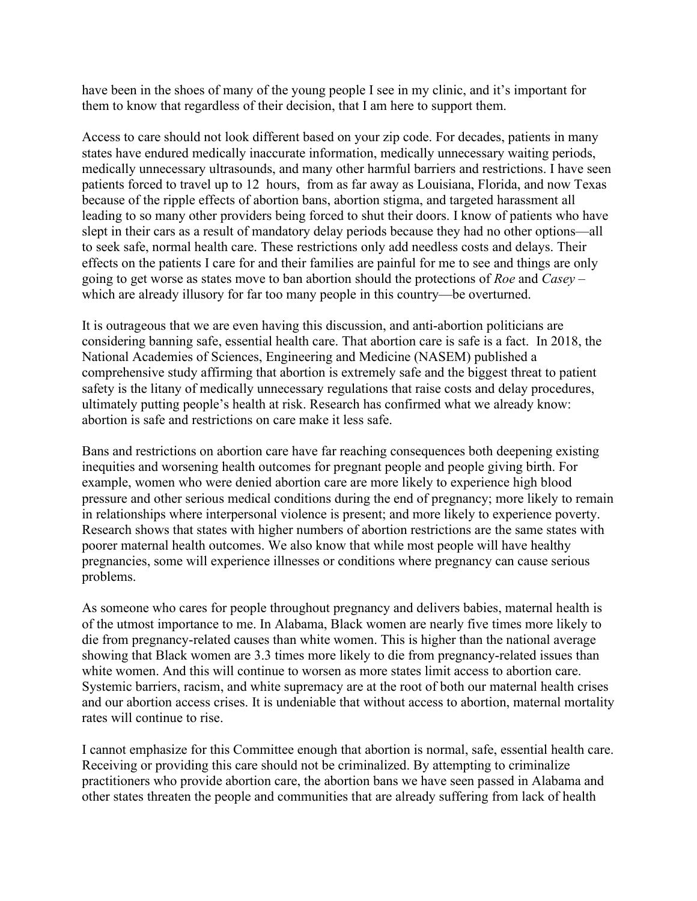have been in the shoes of many of the young people I see in my clinic, and it's important for them to know that regardless of their decision, that I am here to support them.

Access to care should not look different based on your zip code. For decades, patients in many states have endured medically inaccurate information, medically unnecessary waiting periods, medically unnecessary ultrasounds, and many other harmful barriers and restrictions. I have seen patients forced to travel up to 12 hours, from as far away as Louisiana, Florida, and now Texas because of the ripple effects of abortion bans, abortion stigma, and targeted harassment all leading to so many other providers being forced to shut their doors. I know of patients who have slept in their cars as a result of mandatory delay periods because they had no other options—all to seek safe, normal health care. These restrictions only add needless costs and delays. Their effects on the patients I care for and their families are painful for me to see and things are only going to get worse as states move to ban abortion should the protections of *Roe* and *Casey* – which are already illusory for far too many people in this country—be overturned.

It is outrageous that we are even having this discussion, and anti-abortion politicians are considering banning safe, essential health care. That abortion care is safe is a fact. In 2018, the National Academies of Sciences, Engineering and Medicine (NASEM) published a comprehensive study affirming that abortion is extremely safe and the biggest threat to patient safety is the litany of medically unnecessary regulations that raise costs and delay procedures, ultimately putting people's health at risk. Research has confirmed what we already know: abortion is safe and restrictions on care make it less safe.

Bans and restrictions on abortion care have far reaching consequences both deepening existing inequities and worsening health outcomes for pregnant people and people giving birth. For example, women who were denied abortion care are more likely to experience high blood pressure and other serious medical conditions during the end of pregnancy; more likely to remain in relationships where interpersonal violence is present; and more likely to experience poverty. Research shows that states with higher numbers of abortion restrictions are the same states with poorer maternal health outcomes. We also know that while most people will have healthy pregnancies, some will experience illnesses or conditions where pregnancy can cause serious problems.

As someone who cares for people throughout pregnancy and delivers babies, maternal health is of the utmost importance to me. In Alabama, Black women are nearly five times more likely to die from pregnancy-related causes than white women. This is higher than the national average showing that Black women are 3.3 times more likely to die from pregnancy-related issues than white women. And this will continue to worsen as more states limit access to abortion care. Systemic barriers, racism, and white supremacy are at the root of both our maternal health crises and our abortion access crises. It is undeniable that without access to abortion, maternal mortality rates will continue to rise.

I cannot emphasize for this Committee enough that abortion is normal, safe, essential health care. Receiving or providing this care should not be criminalized. By attempting to criminalize practitioners who provide abortion care, the abortion bans we have seen passed in Alabama and other states threaten the people and communities that are already suffering from lack of health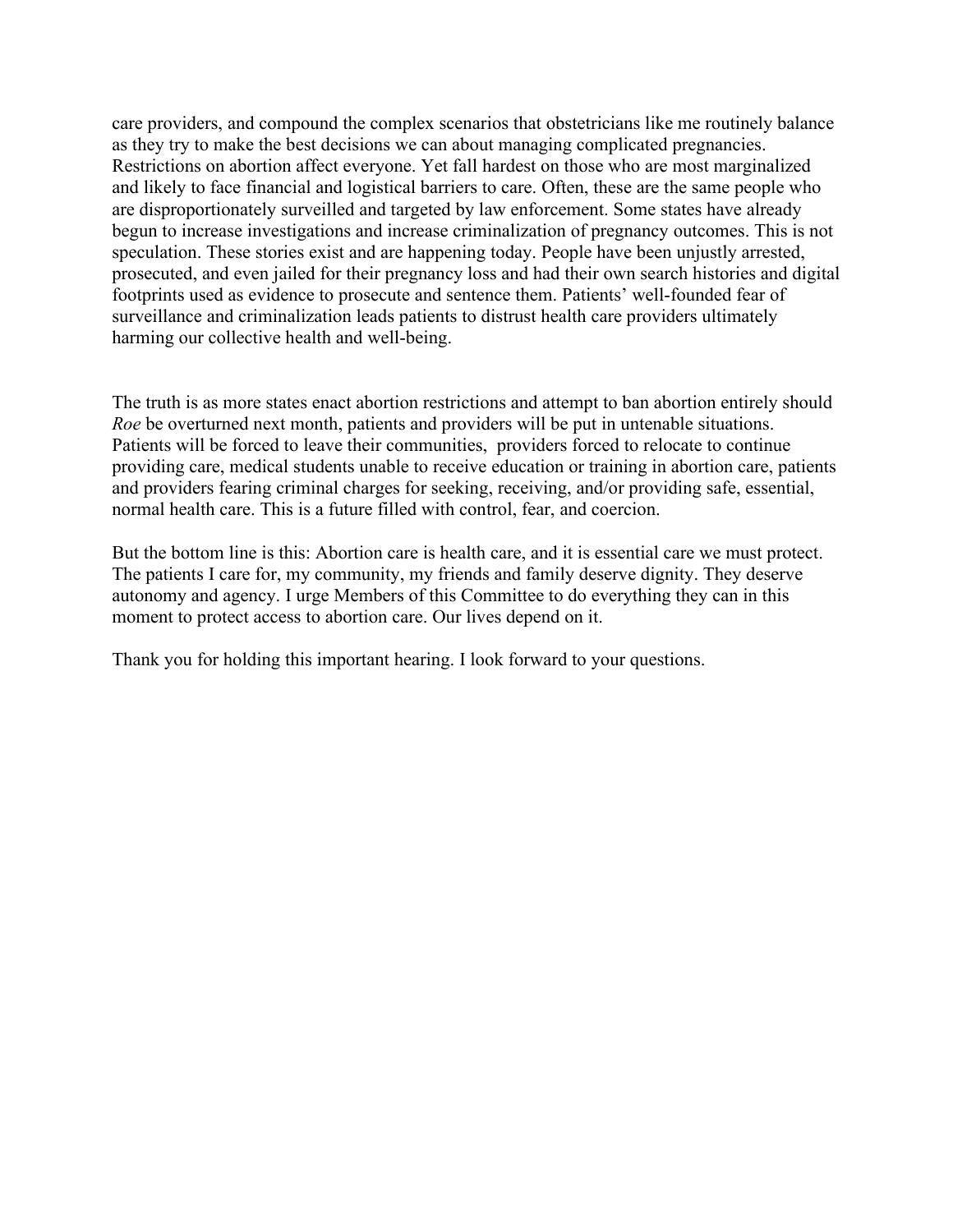care providers, and compound the complex scenarios that obstetricians like me routinely balance as they try to make the best decisions we can about managing complicated pregnancies. Restrictions on abortion affect everyone. Yet fall hardest on those who are most marginalized and likely to face financial and logistical barriers to care. Often, these are the same people who are disproportionately surveilled and targeted by law enforcement. Some states have already begun to increase investigations and increase criminalization of pregnancy outcomes. This is not speculation. These stories exist and are happening today. People have been unjustly arrested, prosecuted, and even jailed for their pregnancy loss and had their own search histories and digital footprints used as evidence to prosecute and sentence them. Patients' well-founded fear of surveillance and criminalization leads patients to distrust health care providers ultimately harming our collective health and well-being.

The truth is as more states enact abortion restrictions and attempt to ban abortion entirely should *Roe* be overturned next month, patients and providers will be put in untenable situations. Patients will be forced to leave their communities, providers forced to relocate to continue providing care, medical students unable to receive education or training in abortion care, patients and providers fearing criminal charges for seeking, receiving, and/or providing safe, essential, normal health care. This is a future filled with control, fear, and coercion.

But the bottom line is this: Abortion care is health care, and it is essential care we must protect. The patients I care for, my community, my friends and family deserve dignity. They deserve autonomy and agency. I urge Members of this Committee to do everything they can in this moment to protect access to abortion care. Our lives depend on it.

Thank you for holding this important hearing. I look forward to your questions.